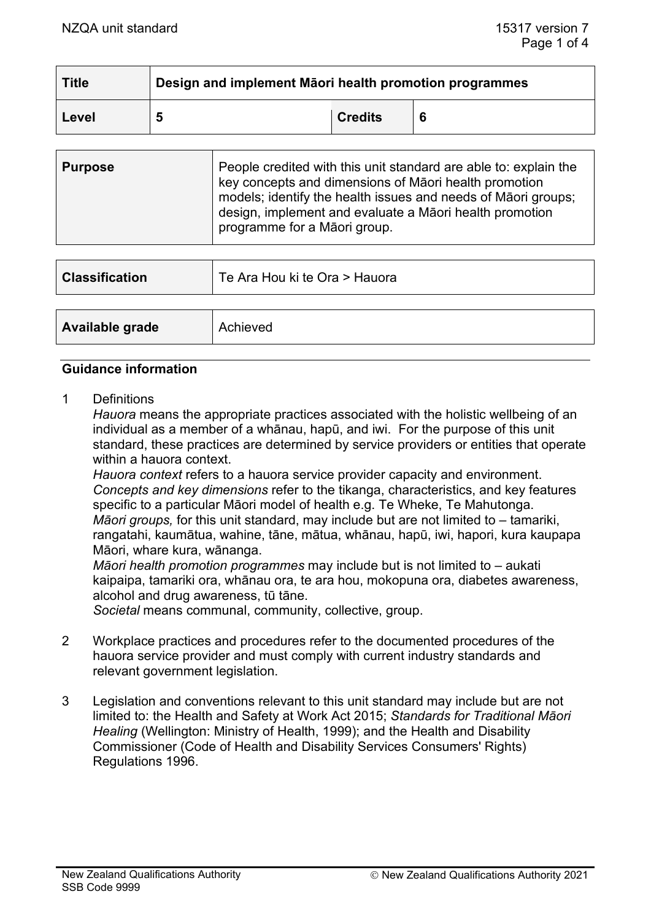| Title | Design and implement Māori health promotion programmes | | |
|---|---|---|---|
| Level | 5 | Credits | 6 |

| Purpose | People credited with this unit standard are able to: explain the key concepts and dimensions of Māori health promotion models; identify the health issues and needs of Māori groups; design, implement and evaluate a Māori health promotion programme for a Māori group. |
|---|---|

| Classification | Te Ara Hou ki te Ora > Hauora |
|---|---|

| Available grade | Achieved |
|---|---|

## Guidance information

1 Definitions

*Hauora* means the appropriate practices associated with the holistic wellbeing of an individual as a member of a whānau, hapū, and iwi. For the purpose of this unit standard, these practices are determined by service providers or entities that operate within a hauora context.

*Hauora context* refers to a hauora service provider capacity and environment.

*Concepts and key dimensions* refer to the tikanga, characteristics, and key features specific to a particular Māori model of health e.g. Te Wheke, Te Mahutonga.

*Māori groups,* for this unit standard, may include but are not limited to – tamariki, rangatahi, kaumātua, wahine, tāne, mātua, whānau, hapū, iwi, hapori, kura kaupapa Māori, whare kura, wānanga.

*Māori health promotion programmes* may include but is not limited to – aukati kaipaipa, tamariki ora, whānau ora, te ara hou, mokopuna ora, diabetes awareness, alcohol and drug awareness, tū tāne.

*Societal* means communal, community, collective, group.

2 Workplace practices and procedures refer to the documented procedures of the hauora service provider and must comply with current industry standards and relevant government legislation.

3 Legislation and conventions relevant to this unit standard may include but are not limited to: the Health and Safety at Work Act 2015; *Standards for Traditional Māori Healing* (Wellington: Ministry of Health, 1999); and the Health and Disability Commissioner (Code of Health and Disability Services Consumers' Rights) Regulations 1996.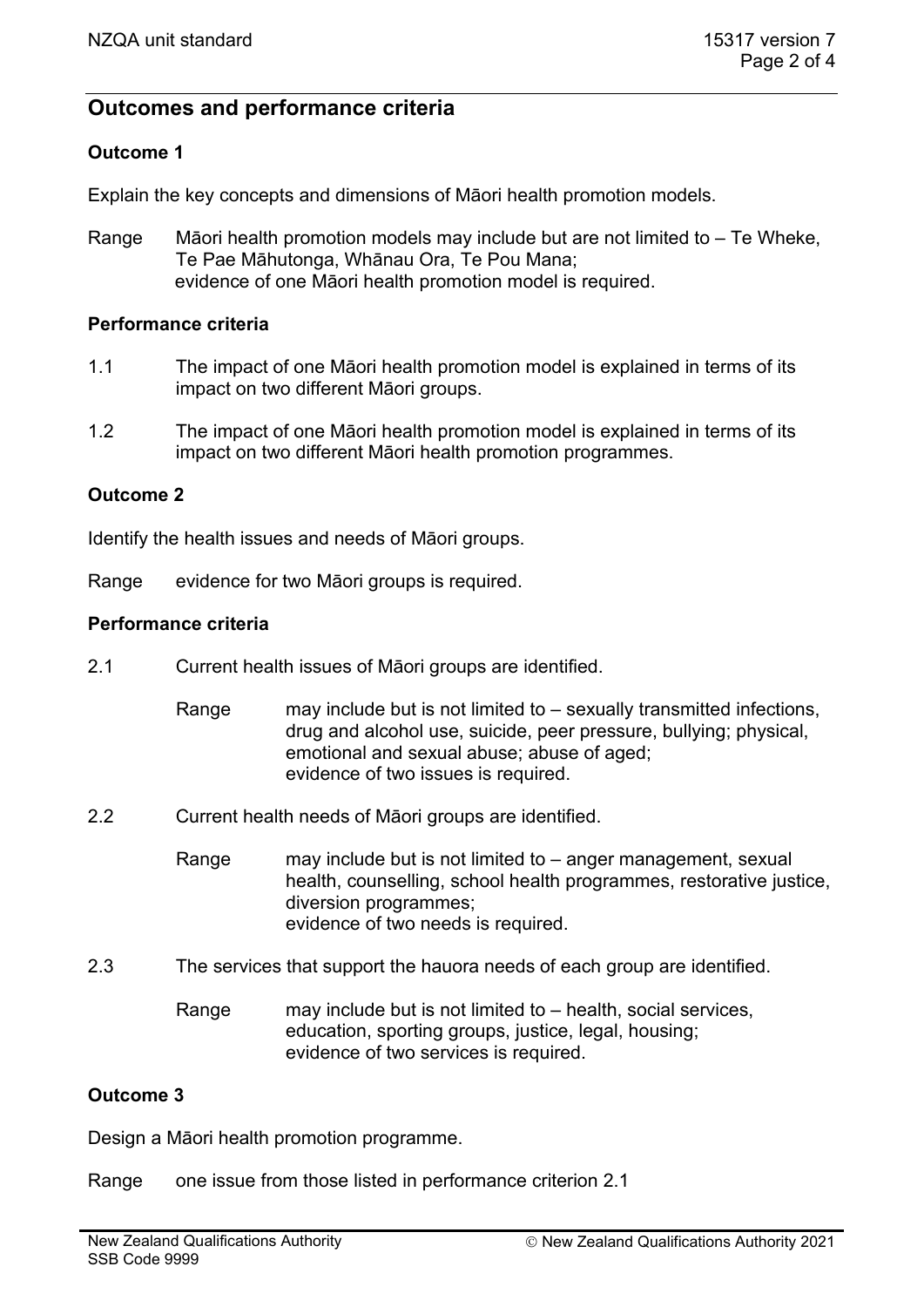## Outcomes and performance criteria

### Outcome 1

Explain the key concepts and dimensions of Māori health promotion models.

Range: Māori health promotion models may include but are not limited to – Te Wheke, Te Pae Māhutonga, Whānau Ora, Te Pou Mana;
evidence of one Māori health promotion model is required.

#### Performance criteria

1.1 The impact of one Māori health promotion model is explained in terms of its impact on two different Māori groups.

1.2 The impact of one Māori health promotion model is explained in terms of its impact on two different Māori health promotion programmes.

### Outcome 2

Identify the health issues and needs of Māori groups.

Range: evidence for two Māori groups is required.

#### Performance criteria

2.1 Current health issues of Māori groups are identified.

Range: may include but is not limited to – sexually transmitted infections, drug and alcohol use, suicide, peer pressure, bullying; physical, emotional and sexual abuse; abuse of aged;
evidence of two issues is required.

2.2 Current health needs of Māori groups are identified.

Range: may include but is not limited to – anger management, sexual health, counselling, school health programmes, restorative justice, diversion programmes;
evidence of two needs is required.

2.3 The services that support the hauora needs of each group are identified.

Range: may include but is not limited to – health, social services, education, sporting groups, justice, legal, housing;
evidence of two services is required.

### Outcome 3

Design a Māori health promotion programme.

Range: one issue from those listed in performance criterion 2.1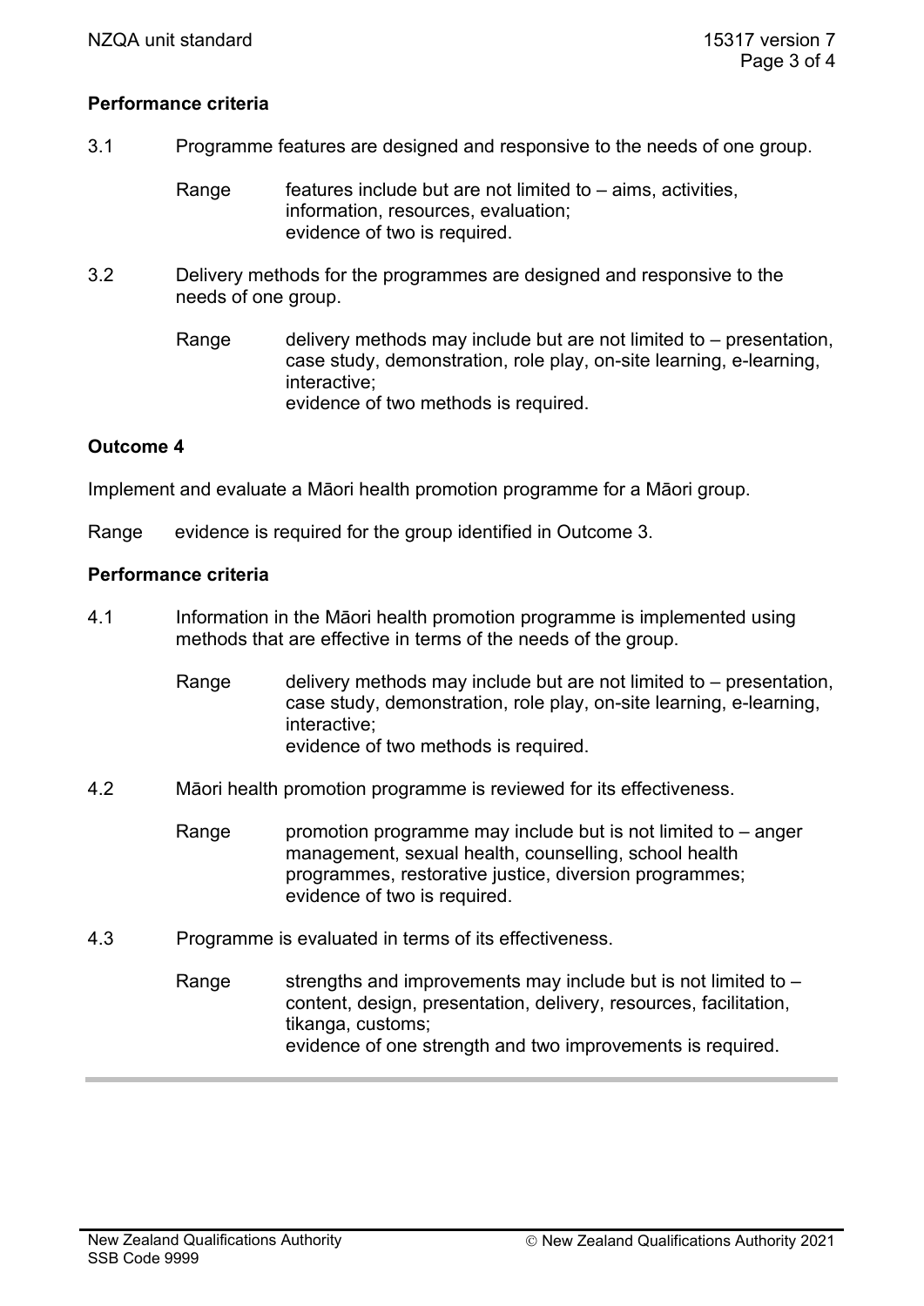**Performance criteria**

3.1 Programme features are designed and responsive to the needs of one group.

Range features include but are not limited to – aims, activities, information, resources, evaluation;
evidence of two is required.

3.2 Delivery methods for the programmes are designed and responsive to the needs of one group.

Range delivery methods may include but are not limited to – presentation, case study, demonstration, role play, on-site learning, e-learning, interactive;
evidence of two methods is required.

**Outcome 4**

Implement and evaluate a Māori health promotion programme for a Māori group.

Range evidence is required for the group identified in Outcome 3.

**Performance criteria**

4.1 Information in the Māori health promotion programme is implemented using methods that are effective in terms of the needs of the group.

Range delivery methods may include but are not limited to – presentation, case study, demonstration, role play, on-site learning, e-learning, interactive;
evidence of two methods is required.

4.2 Māori health promotion programme is reviewed for its effectiveness.

Range promotion programme may include but is not limited to – anger management, sexual health, counselling, school health programmes, restorative justice, diversion programmes;
evidence of two is required.

4.3 Programme is evaluated in terms of its effectiveness.

Range strengths and improvements may include but is not limited to – content, design, presentation, delivery, resources, facilitation, tikanga, customs;
evidence of one strength and two improvements is required.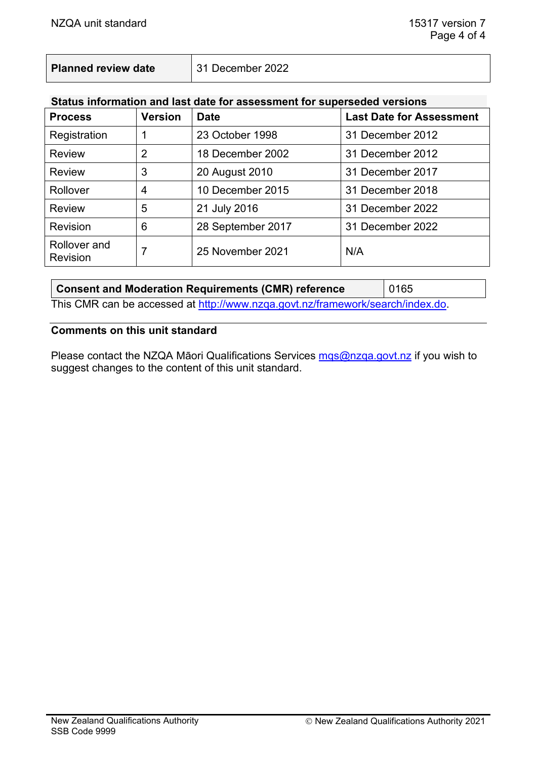| Planned review date | 31 December 2022 |
|---|---|

**Status information and last date for assessment for superseded versions**

| Process | Version | Date | Last Date for Assessment |
|---|---|---|---|
| Registration | 1 | 23 October 1998 | 31 December 2012 |
| Review | 2 | 18 December 2002 | 31 December 2012 |
| Review | 3 | 20 August 2010 | 31 December 2017 |
| Rollover | 4 | 10 December 2015 | 31 December 2018 |
| Review | 5 | 21 July 2016 | 31 December 2022 |
| Revision | 6 | 28 September 2017 | 31 December 2022 |
| Rollover and Revision | 7 | 25 November 2021 | N/A |

| Consent and Moderation Requirements (CMR) reference | 0165 |
|---|---|

This CMR can be accessed at http://www.nzqa.govt.nz/framework/search/index.do.

**Comments on this unit standard**

Please contact the NZQA Māori Qualifications Services mqs@nzqa.govt.nz if you wish to suggest changes to the content of this unit standard.